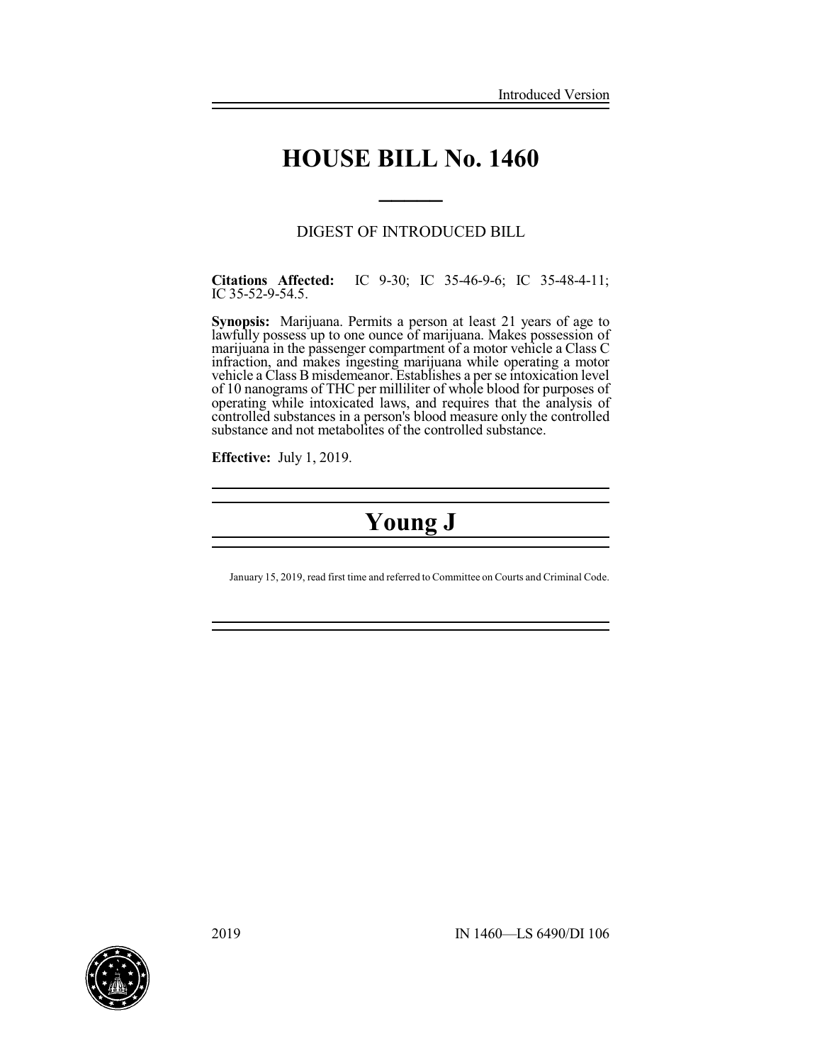Introduced Version

# HOUSE BILL No. 1460

DIGEST OF INTRODUCED BILL

**Citations Affected:** IC 9-30; IC 35-46-9-6; IC 35-48-4-11; IC 35-52-9-54.5.

**Synopsis:** Marijuana. Permits a person at least 21 years of age to lawfully possess up to one ounce of marijuana. Makes possession of marijuana in the passenger compartment of a motor vehicle a Class C infraction, and makes ingesting marijuana while operating a motor vehicle a Class B misdemeanor. Establishes a per se intoxication level of 10 nanograms of THC per milliliter of whole blood for purposes of operating while intoxicated laws, and requires that the analysis of controlled substances in a person's blood measure only the controlled substance and not metabolites of the controlled substance.

**Effective:** July 1, 2019.

## Young J

January 15, 2019, read first time and referred to Committee on Courts and Criminal Code.

2019 IN 1460—LS 6490/DI 106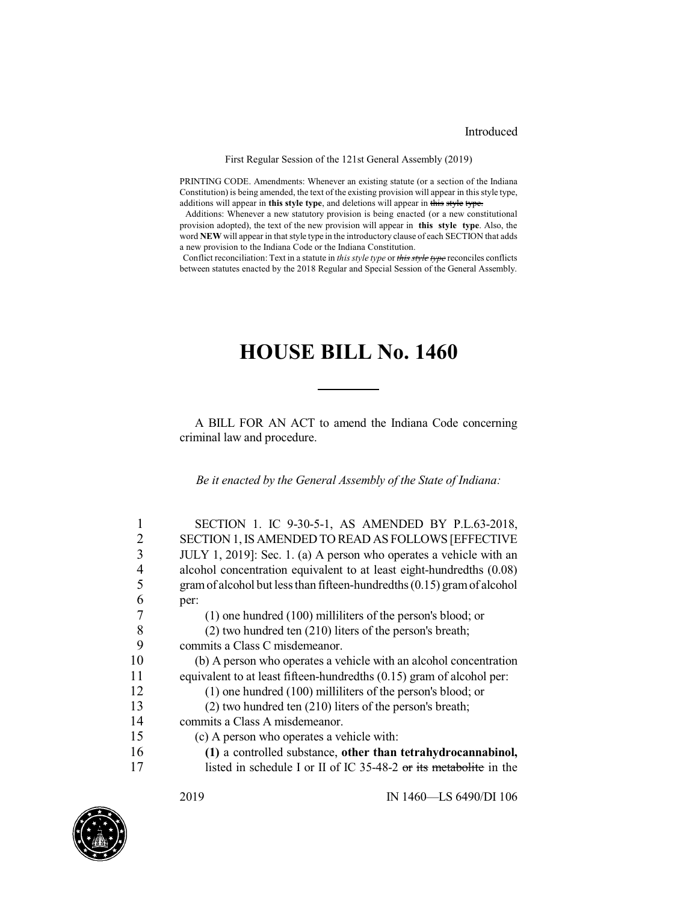Introduced

First Regular Session of the 121st General Assembly (2019)

PRINTING CODE. Amendments: Whenever an existing statute (or a section of the Indiana Constitution) is being amended, the text of the existing provision will appear in this style type, additions will appear in **this style type**, and deletions will appear in ~~this style type.~~

Additions: Whenever a new statutory provision is being enacted (or a new constitutional provision adopted), the text of the new provision will appear in **this style type**. Also, the word **NEW** will appear in that style type in the introductory clause of each SECTION that adds a new provision to the Indiana Code or the Indiana Constitution.

Conflict reconciliation: Text in a statute in *this style type* or ~~*this style type*~~ reconciles conflicts between statutes enacted by the 2018 Regular and Special Session of the General Assembly.

# HOUSE BILL No. 1460

A BILL FOR AN ACT to amend the Indiana Code concerning criminal law and procedure.

*Be it enacted by the General Assembly of the State of Indiana:*

1 SECTION 1. IC 9-30-5-1, AS AMENDED BY P.L.63-2018,
2 SECTION 1, IS AMENDED TO READ AS FOLLOWS [EFFECTIVE
3 JULY 1, 2019]: Sec. 1. (a) A person who operates a vehicle with an
4 alcohol concentration equivalent to at least eight-hundredths (0.08)
5 gram of alcohol but less than fifteen-hundredths (0.15) gram of alcohol
6 per:
7 (1) one hundred (100) milliliters of the person's blood; or
8 (2) two hundred ten (210) liters of the person's breath;
9 commits a Class C misdemeanor.
10 (b) A person who operates a vehicle with an alcohol concentration
11 equivalent to at least fifteen-hundredths (0.15) gram of alcohol per:
12 (1) one hundred (100) milliliters of the person's blood; or
13 (2) two hundred ten (210) liters of the person's breath;
14 commits a Class A misdemeanor.
15 (c) A person who operates a vehicle with:
16 **(1)** a controlled substance, **other than tetrahydrocannabinol,**
17 listed in schedule I or II of IC 35-48-2 ~~or its metabolite~~ in the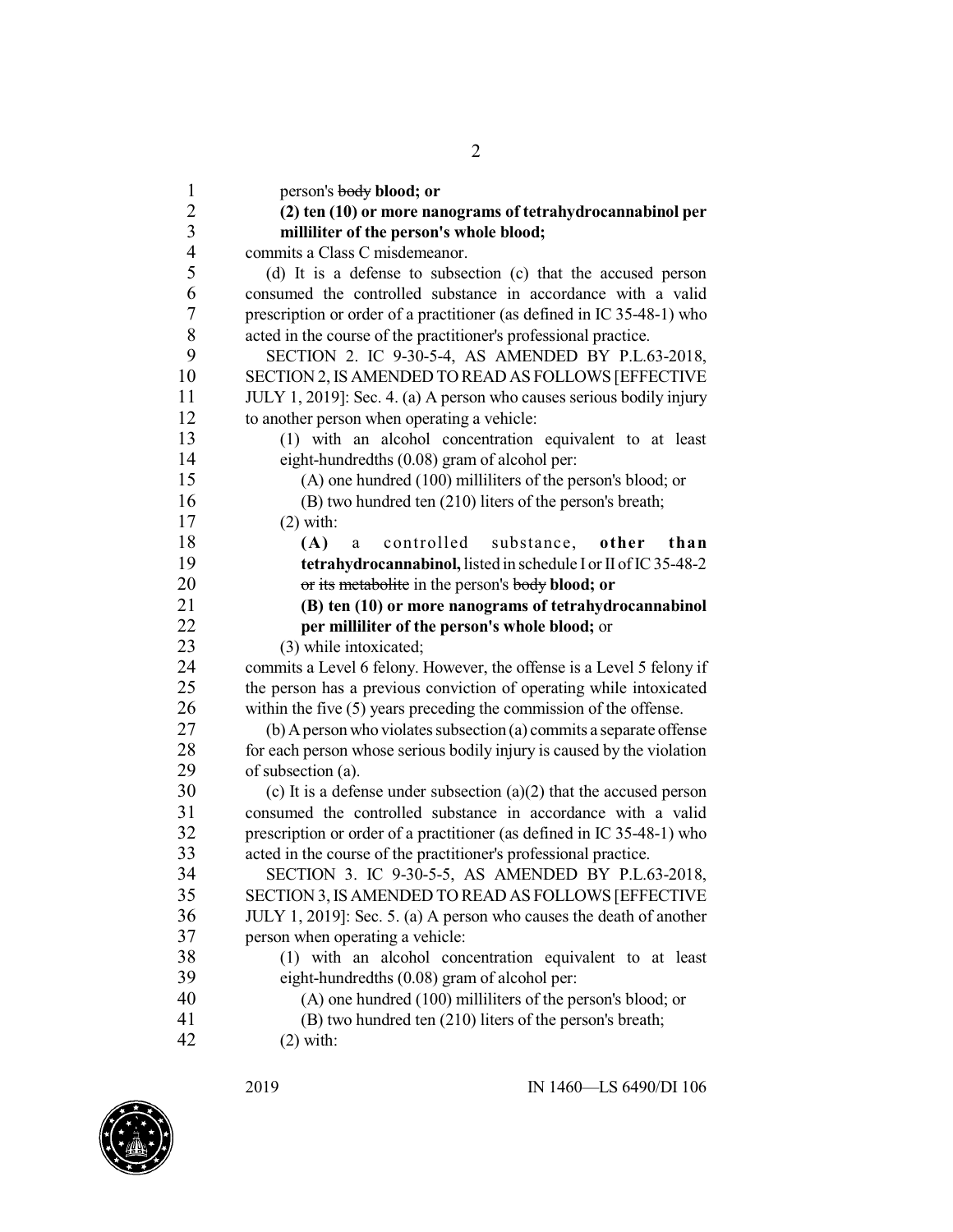person's ~~body~~ **blood; or**

**(2) ten (10) or more nanograms of tetrahydrocannabinol per milliliter of the person's whole blood;**

commits a Class C misdemeanor.

(d) It is a defense to subsection (c) that the accused person consumed the controlled substance in accordance with a valid prescription or order of a practitioner (as defined in IC 35-48-1) who acted in the course of the practitioner's professional practice.

SECTION 2. IC 9-30-5-4, AS AMENDED BY P.L.63-2018, SECTION 2, IS AMENDED TO READ AS FOLLOWS [EFFECTIVE JULY 1, 2019]: Sec. 4. (a) A person who causes serious bodily injury to another person when operating a vehicle:

(1) with an alcohol concentration equivalent to at least eight-hundredths (0.08) gram of alcohol per:

(A) one hundred (100) milliliters of the person's blood; or

(B) two hundred ten (210) liters of the person's breath;

(2) with:

**(A)** a controlled substance, **other than tetrahydrocannabinol,** listed in schedule I or II of IC 35-48-2 ~~or its metabolite~~ in the person's ~~body~~ **blood; or**

**(B) ten (10) or more nanograms of tetrahydrocannabinol per milliliter of the person's whole blood;** or

(3) while intoxicated;

commits a Level 6 felony. However, the offense is a Level 5 felony if the person has a previous conviction of operating while intoxicated within the five (5) years preceding the commission of the offense.

(b) A person who violates subsection (a) commits a separate offense for each person whose serious bodily injury is caused by the violation of subsection (a).

(c) It is a defense under subsection (a)(2) that the accused person consumed the controlled substance in accordance with a valid prescription or order of a practitioner (as defined in IC 35-48-1) who acted in the course of the practitioner's professional practice.

SECTION 3. IC 9-30-5-5, AS AMENDED BY P.L.63-2018, SECTION 3, IS AMENDED TO READ AS FOLLOWS [EFFECTIVE JULY 1, 2019]: Sec. 5. (a) A person who causes the death of another person when operating a vehicle:

(1) with an alcohol concentration equivalent to at least eight-hundredths (0.08) gram of alcohol per:

(A) one hundred (100) milliliters of the person's blood; or

(B) two hundred ten (210) liters of the person's breath;

(2) with: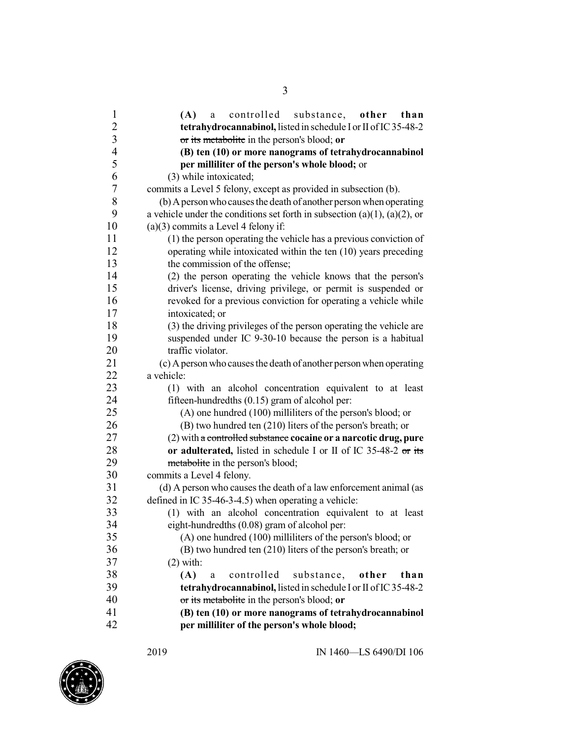**(A)** a controlled substance, **other than tetrahydrocannabinol,** listed in schedule I or II of IC 35-48-2 ~~or its metabolite~~ in the person's blood; **or**

**(B) ten (10) or more nanograms of tetrahydrocannabinol per milliliter of the person's whole blood;** or

(3) while intoxicated;

commits a Level 5 felony, except as provided in subsection (b).

(b) A person who causes the death of another person when operating a vehicle under the conditions set forth in subsection (a)(1), (a)(2), or (a)(3) commits a Level 4 felony if:

(1) the person operating the vehicle has a previous conviction of operating while intoxicated within the ten (10) years preceding the commission of the offense;

(2) the person operating the vehicle knows that the person's driver's license, driving privilege, or permit is suspended or revoked for a previous conviction for operating a vehicle while intoxicated; or

(3) the driving privileges of the person operating the vehicle are suspended under IC 9-30-10 because the person is a habitual traffic violator.

(c) A person who causes the death of another person when operating a vehicle:

(1) with an alcohol concentration equivalent to at least fifteen-hundredths (0.15) gram of alcohol per:

(A) one hundred (100) milliliters of the person's blood; or

(B) two hundred ten (210) liters of the person's breath; or

(2) with ~~a controlled substance~~ **cocaine or a narcotic drug, pure or adulterated,** listed in schedule I or II of IC 35-48-2 ~~or its metabolite~~ in the person's blood;

commits a Level 4 felony.

(d) A person who causes the death of a law enforcement animal (as defined in IC 35-46-3-4.5) when operating a vehicle:

(1) with an alcohol concentration equivalent to at least eight-hundredths (0.08) gram of alcohol per:

(A) one hundred (100) milliliters of the person's blood; or

(B) two hundred ten (210) liters of the person's breath; or

(2) with:

**(A)** a controlled substance, **other than tetrahydrocannabinol,** listed in schedule I or II of IC 35-48-2 ~~or its metabolite~~ in the person's blood; **or**

**(B) ten (10) or more nanograms of tetrahydrocannabinol per milliliter of the person's whole blood;**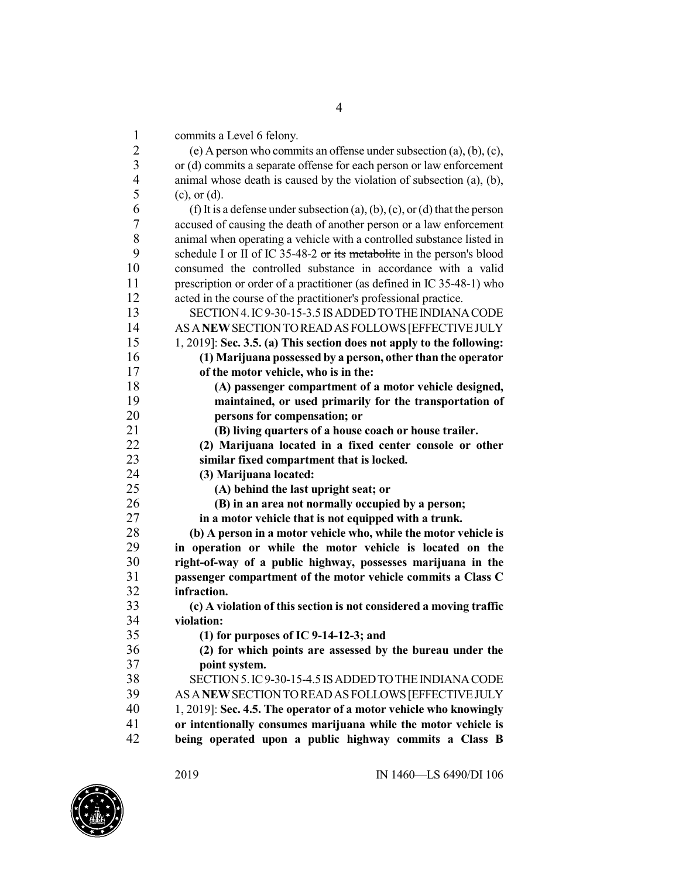commits a Level 6 felony.

(e) A person who commits an offense under subsection (a), (b), (c), or (d) commits a separate offense for each person or law enforcement animal whose death is caused by the violation of subsection (a), (b), (c), or (d).

(f) It is a defense under subsection (a), (b), (c), or (d) that the person accused of causing the death of another person or a law enforcement animal when operating a vehicle with a controlled substance listed in schedule I or II of IC 35-48-2 ~~or its metabolite~~ in the person's blood consumed the controlled substance in accordance with a valid prescription or order of a practitioner (as defined in IC 35-48-1) who acted in the course of the practitioner's professional practice.

SECTION 4. IC 9-30-15-3.5 IS ADDED TO THE INDIANA CODE AS A **NEW** SECTION TO READ AS FOLLOWS [EFFECTIVE JULY 1, 2019]: **Sec. 3.5. (a) This section does not apply to the following:**

**(1) Marijuana possessed by a person, other than the operator of the motor vehicle, who is in the:**

**(A) passenger compartment of a motor vehicle designed, maintained, or used primarily for the transportation of persons for compensation; or**

**(B) living quarters of a house coach or house trailer.**

**(2) Marijuana located in a fixed center console or other similar fixed compartment that is locked.**

**(3) Marijuana located:**

**(A) behind the last upright seat; or**

**(B) in an area not normally occupied by a person;**

**in a motor vehicle that is not equipped with a trunk.**

**(b) A person in a motor vehicle who, while the motor vehicle is in operation or while the motor vehicle is located on the right-of-way of a public highway, possesses marijuana in the passenger compartment of the motor vehicle commits a Class C infraction.**

**(c) A violation of this section is not considered a moving traffic violation:**

**(1) for purposes of IC 9-14-12-3; and**

**(2) for which points are assessed by the bureau under the point system.**

SECTION 5. IC 9-30-15-4.5 IS ADDED TO THE INDIANA CODE AS A **NEW** SECTION TO READ AS FOLLOWS [EFFECTIVE JULY 1, 2019]: **Sec. 4.5. The operator of a motor vehicle who knowingly or intentionally consumes marijuana while the motor vehicle is being operated upon a public highway commits a Class B**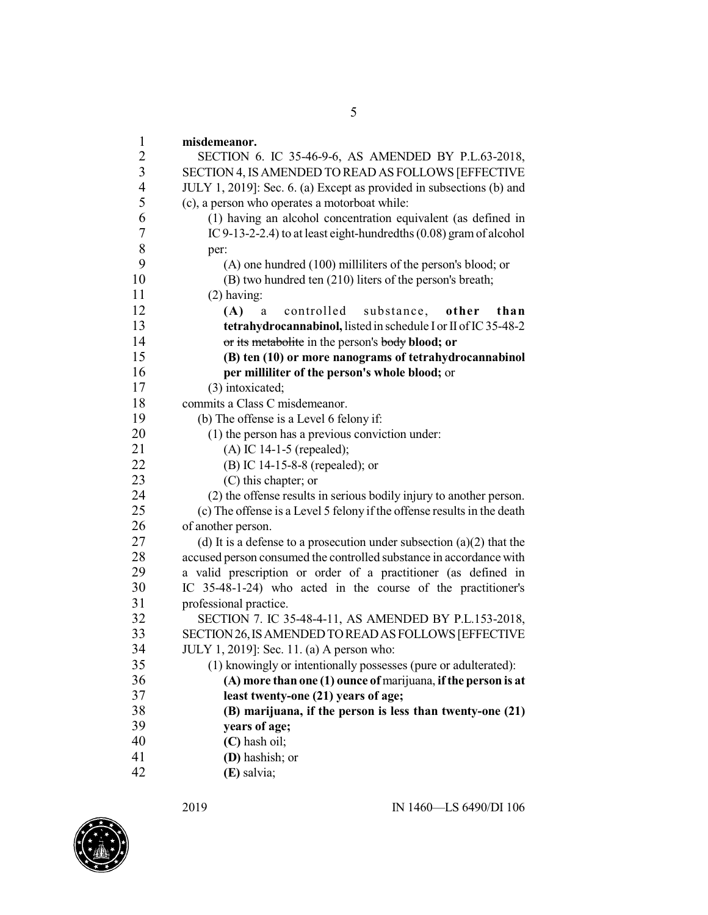**misdemeanor.**

SECTION 6. IC 35-46-9-6, AS AMENDED BY P.L.63-2018, SECTION 4, IS AMENDED TO READ AS FOLLOWS [EFFECTIVE JULY 1, 2019]: Sec. 6. (a) Except as provided in subsections (b) and (c), a person who operates a motorboat while:

(1) having an alcohol concentration equivalent (as defined in IC 9-13-2-2.4) to at least eight-hundredths (0.08) gram of alcohol per:

(A) one hundred (100) milliliters of the person's blood; or

(B) two hundred ten (210) liters of the person's breath;

(2) having:

**(A)** a controlled substance, **other than tetrahydrocannabinol,** listed in schedule I or II of IC 35-48-2 ~~or its metabolite~~ in the person's ~~body~~ **blood; or**

**(B) ten (10) or more nanograms of tetrahydrocannabinol per milliliter of the person's whole blood;** or

(3) intoxicated;

commits a Class C misdemeanor.

(b) The offense is a Level 6 felony if:

(1) the person has a previous conviction under:

(A) IC 14-1-5 (repealed);

(B) IC 14-15-8-8 (repealed); or

(C) this chapter; or

(2) the offense results in serious bodily injury to another person.

(c) The offense is a Level 5 felony if the offense results in the death of another person.

(d) It is a defense to a prosecution under subsection (a)(2) that the accused person consumed the controlled substance in accordance with a valid prescription or order of a practitioner (as defined in IC 35-48-1-24) who acted in the course of the practitioner's professional practice.

SECTION 7. IC 35-48-4-11, AS AMENDED BY P.L.153-2018, SECTION 26, IS AMENDED TO READ AS FOLLOWS [EFFECTIVE JULY 1, 2019]: Sec. 11. (a) A person who:

(1) knowingly or intentionally possesses (pure or adulterated):

**(A) more than one (1) ounce of** marijuana, **if the person is at least twenty-one (21) years of age;**

**(B) marijuana, if the person is less than twenty-one (21) years of age;**

**(C)** hash oil;

**(D)** hashish; or

**(E)** salvia;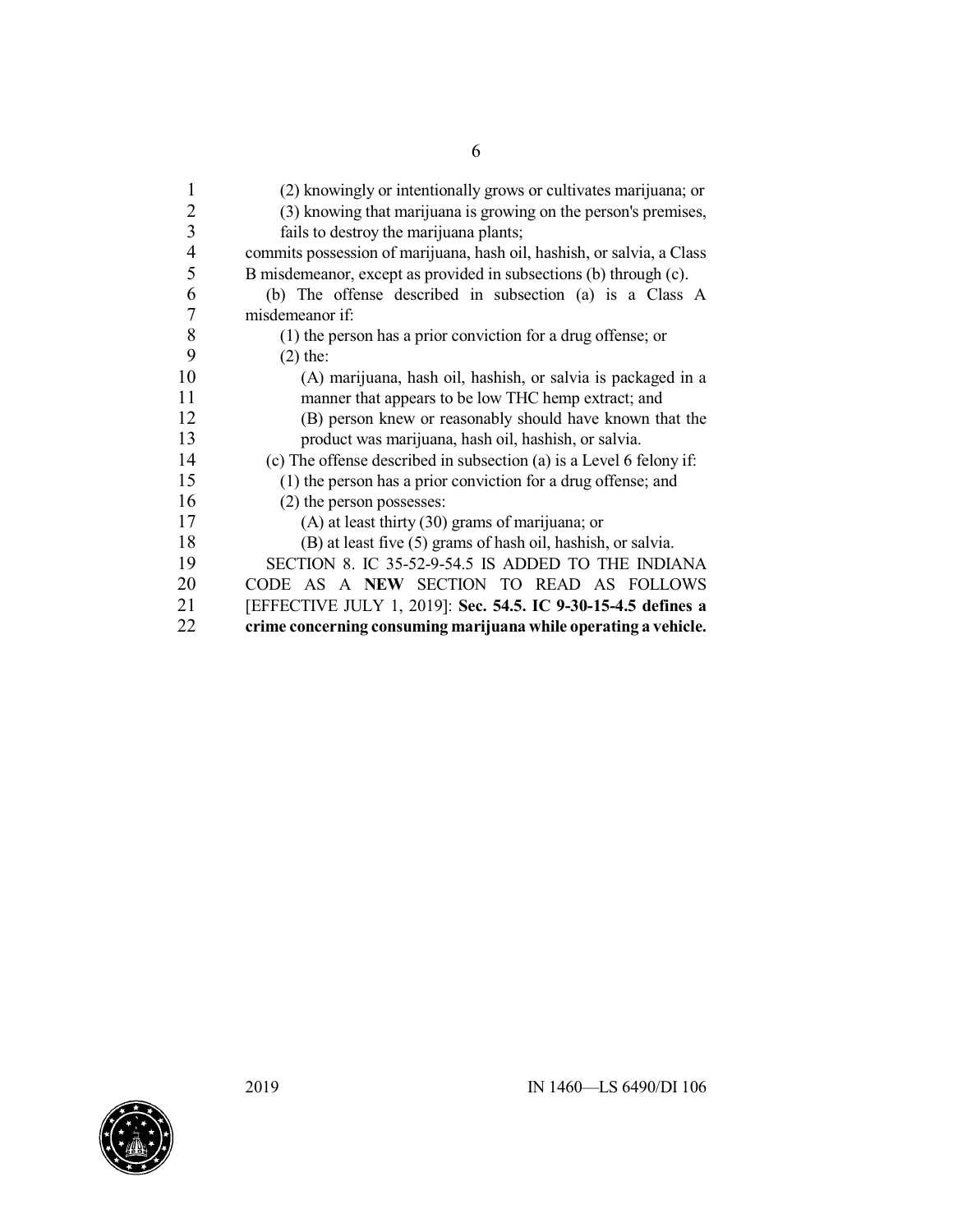(2) knowingly or intentionally grows or cultivates marijuana; or

(3) knowing that marijuana is growing on the person's premises, fails to destroy the marijuana plants;

commits possession of marijuana, hash oil, hashish, or salvia, a Class B misdemeanor, except as provided in subsections (b) through (c).

(b) The offense described in subsection (a) is a Class A misdemeanor if:

(1) the person has a prior conviction for a drug offense; or

(2) the:

(A) marijuana, hash oil, hashish, or salvia is packaged in a manner that appears to be low THC hemp extract; and

(B) person knew or reasonably should have known that the product was marijuana, hash oil, hashish, or salvia.

(c) The offense described in subsection (a) is a Level 6 felony if:

(1) the person has a prior conviction for a drug offense; and

(2) the person possesses:

(A) at least thirty (30) grams of marijuana; or

(B) at least five (5) grams of hash oil, hashish, or salvia.

SECTION 8. IC 35-52-9-54.5 IS ADDED TO THE INDIANA CODE AS A **NEW** SECTION TO READ AS FOLLOWS [EFFECTIVE JULY 1, 2019]: **Sec. 54.5. IC 9-30-15-4.5 defines a crime concerning consuming marijuana while operating a vehicle.**